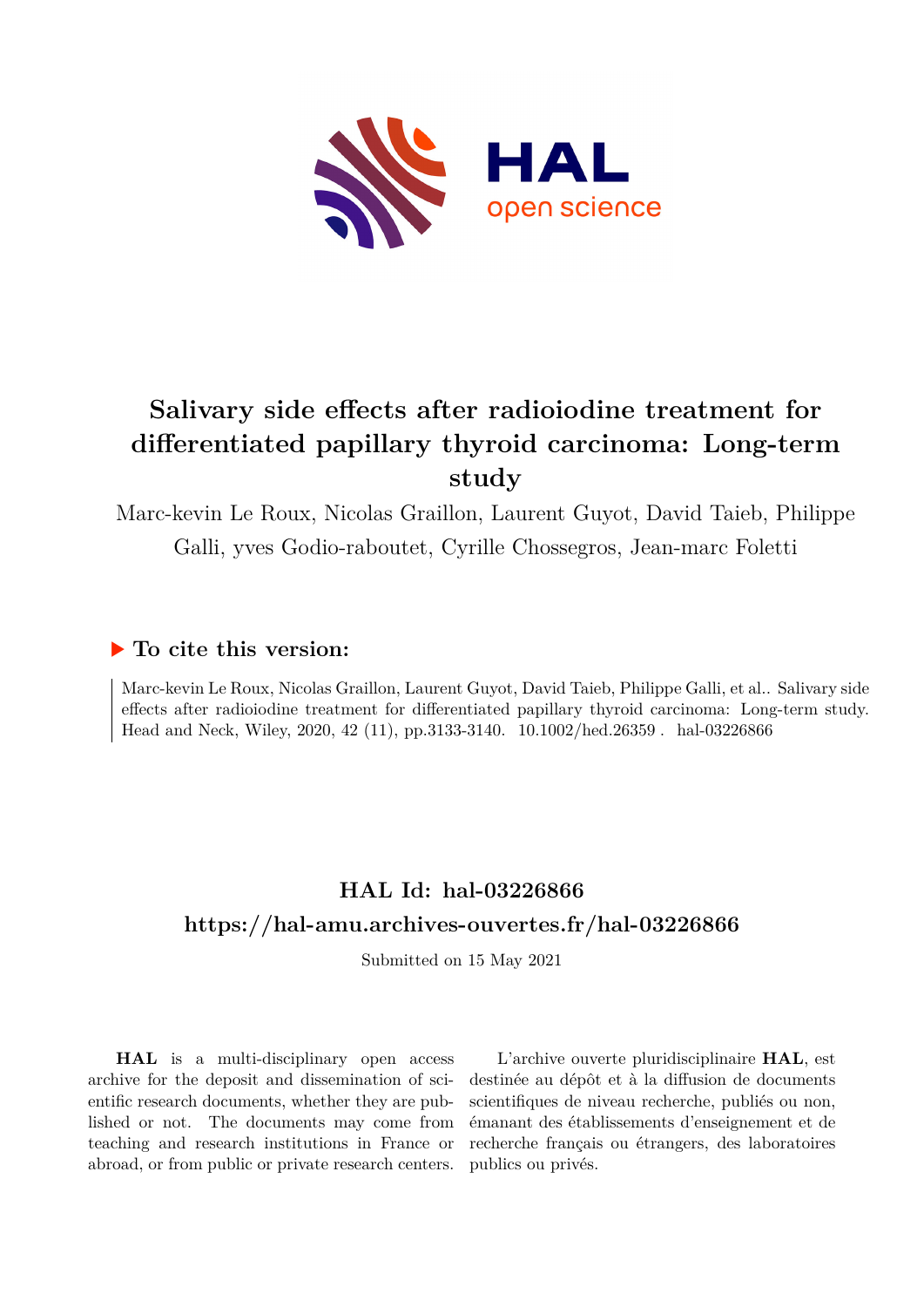# Salivary side effects after radioiodine treatment for differentiated papillary thyroid carcinoma: Long-term study

Marc-kevin Le Roux, Nicolas Graillon, Laurent Guyot, David Taieb, Philippe Galli, yves Godio-raboutet, Cyrille Chossegros, Jean-marc Foletti

## ▶ To cite this version:

Marc-kevin Le Roux, Nicolas Graillon, Laurent Guyot, David Taieb, Philippe Galli, et al.. Salivary side effects after radioiodine treatment for differentiated papillary thyroid carcinoma: Long-term study. Head and Neck, Wiley, 2020, 42 (11), pp.3133-3140. 10.1002/hed.26359 . hal-03226866

## HAL Id: hal-03226866

## https://hal-amu.archives-ouvertes.fr/hal-03226866

Submitted on 15 May 2021

**HAL** is a multi-disciplinary open access archive for the deposit and dissemination of scientific research documents, whether they are published or not. The documents may come from teaching and research institutions in France or abroad, or from public or private research centers.

L'archive ouverte pluridisciplinaire **HAL**, est destinée au dépôt et à la diffusion de documents scientifiques de niveau recherche, publiés ou non, émanant des établissements d'enseignement et de recherche français ou étrangers, des laboratoires publics ou privés.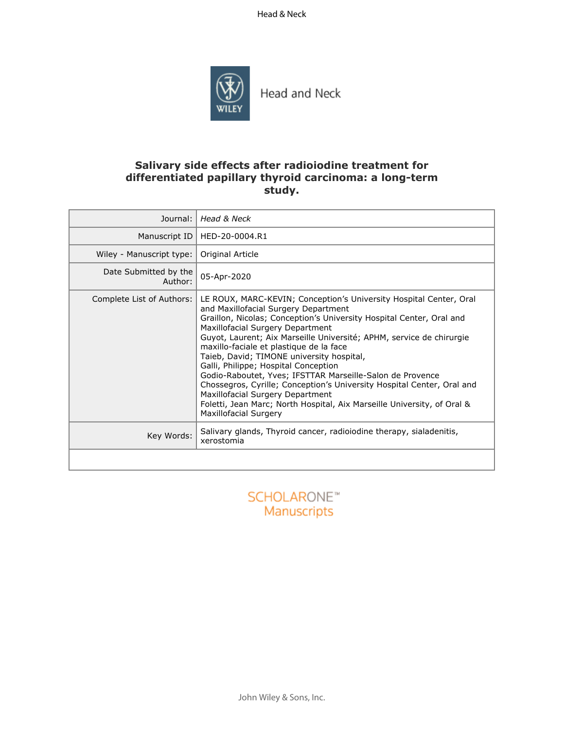# Salivary side effects after radioiodine treatment for differentiated papillary thyroid carcinoma: a long-term study.

| | |
|---|---|
| Journal: | *Head & Neck* |
| Manuscript ID | HED-20-0004.R1 |
| Wiley - Manuscript type: | Original Article |
| Date Submitted by the Author: | 05-Apr-2020 |
| Complete List of Authors: | LE ROUX, MARC-KEVIN; Conception's University Hospital Center, Oral and Maxillofacial Surgery Department<br>Graillon, Nicolas; Conception's University Hospital Center, Oral and Maxillofacial Surgery Department<br>Guyot, Laurent; Aix Marseille Université; APHM, service de chirurgie maxillo-faciale et plastique de la face<br>Taieb, David; TIMONE university hospital,<br>Galli, Philippe; Hospital Conception<br>Godio-Raboutet, Yves; IFSTTAR Marseille-Salon de Provence<br>Chossegros, Cyrille; Conception's University Hospital Center, Oral and Maxillofacial Surgery Department<br>Foletti, Jean Marc; North Hospital, Aix Marseille University, of Oral & Maxillofacial Surgery |
| Key Words: | Salivary glands, Thyroid cancer, radioiodine therapy, sialadenitis, xerostomia |
| | |

SCHOLARONE™ Manuscripts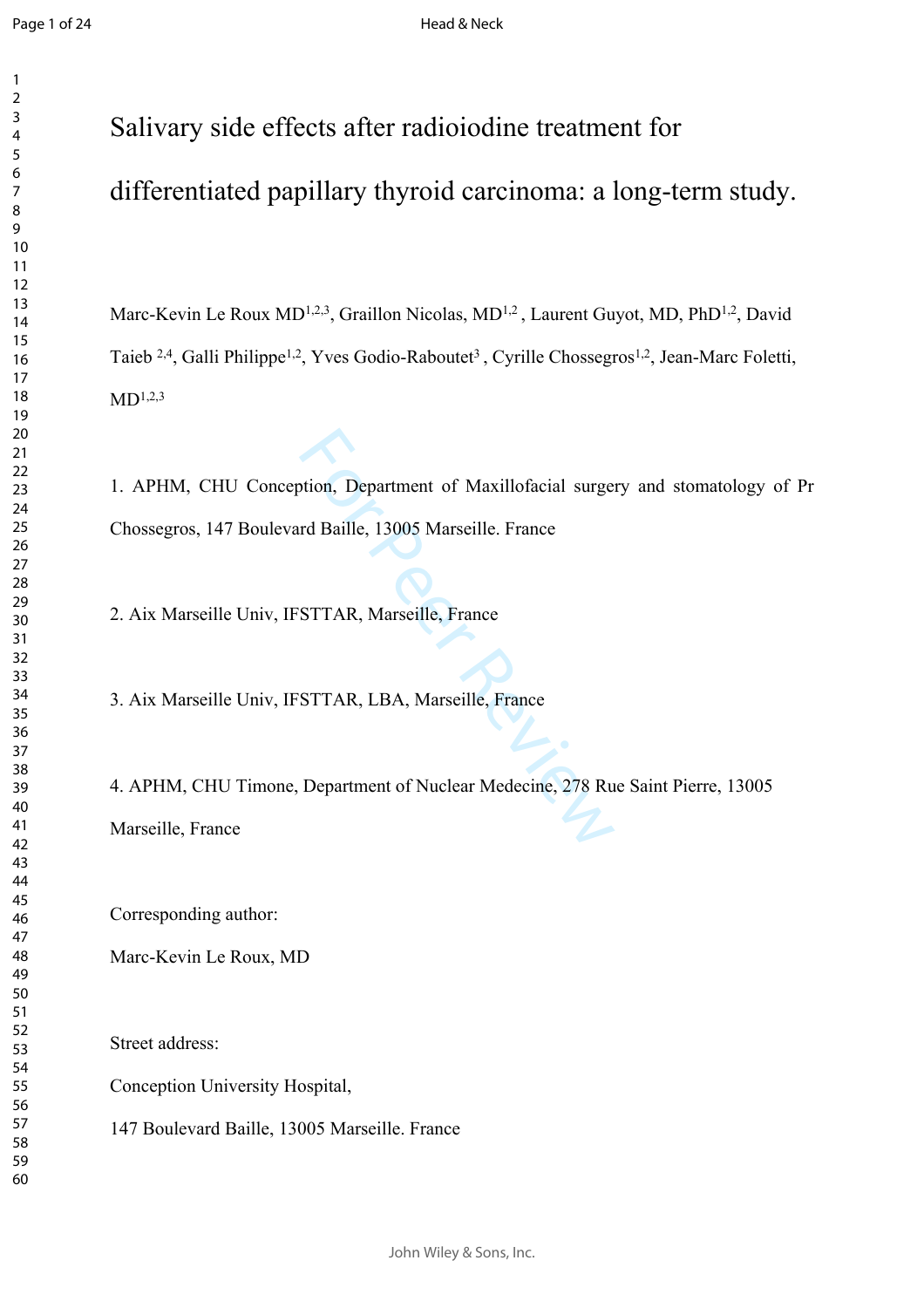# Salivary side effects after radioiodine treatment for differentiated papillary thyroid carcinoma: a long-term study.

Marc-Kevin Le Roux MD[1,2,3], Graillon Nicolas, MD[1,2] , Laurent Guyot, MD, PhD[1,2], David Taieb [2,4], Galli Philippe[1,2], Yves Godio-Raboutet[3] , Cyrille Chossegros[1,2], Jean-Marc Foletti, MD[1,2,3]

1. APHM, CHU Conception, Department of Maxillofacial surgery and stomatology of Pr Chossegros, 147 Boulevard Baille, 13005 Marseille. France

2. Aix Marseille Univ, IFSTTAR, Marseille, France

3. Aix Marseille Univ, IFSTTAR, LBA, Marseille, France

4. APHM, CHU Timone, Department of Nuclear Medecine, 278 Rue Saint Pierre, 13005 Marseille, France

Corresponding author:

Marc-Kevin Le Roux, MD

Street address:

Conception University Hospital,

147 Boulevard Baille, 13005 Marseille. France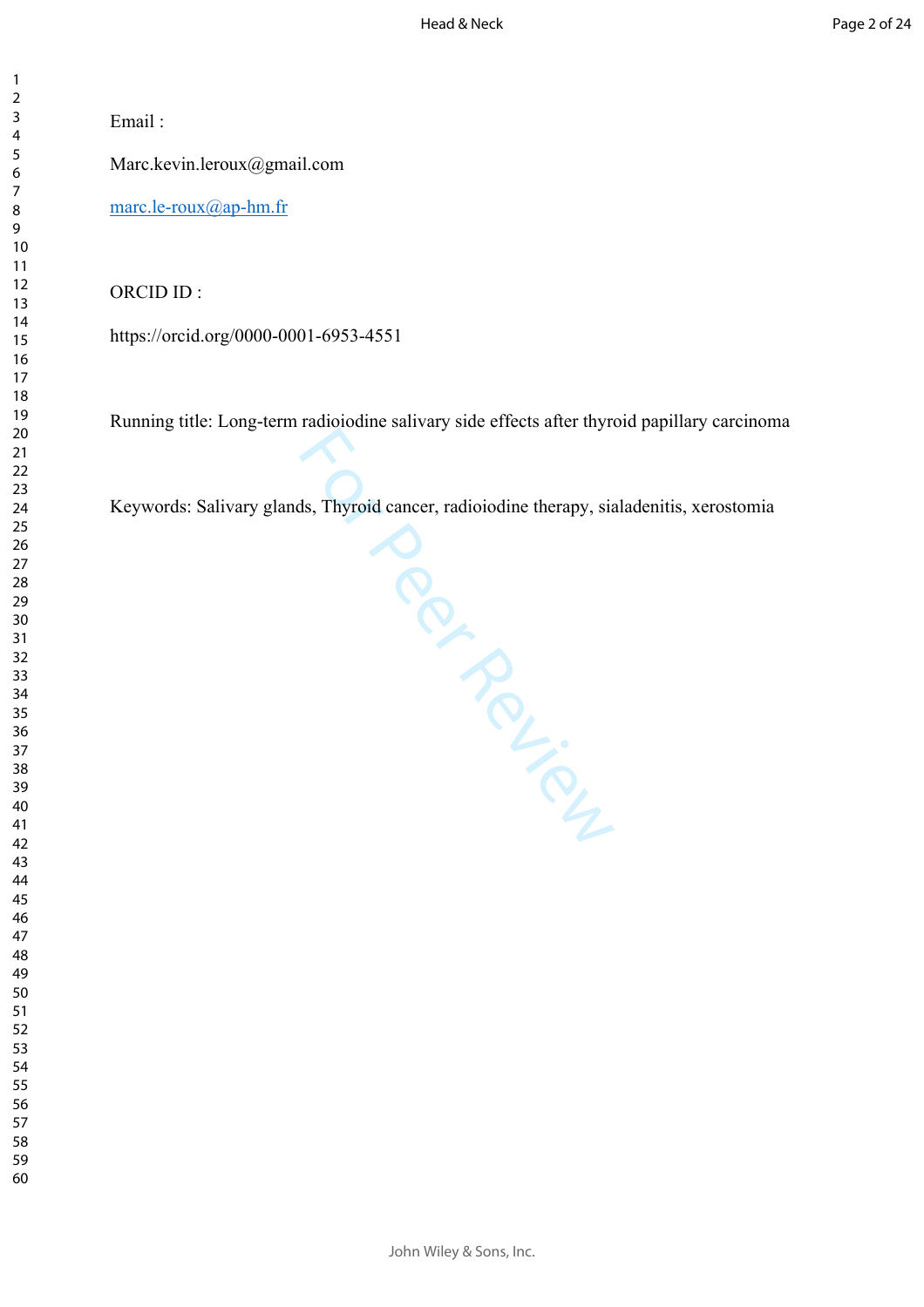Email :

Marc.kevin.leroux@gmail.com

marc.le-roux@ap-hm.fr

ORCID ID :

https://orcid.org/0000-0001-6953-4551

Running title: Long-term radioiodine salivary side effects after thyroid papillary carcinoma

Keywords: Salivary glands, Thyroid cancer, radioiodine therapy, sialadenitis, xerostomia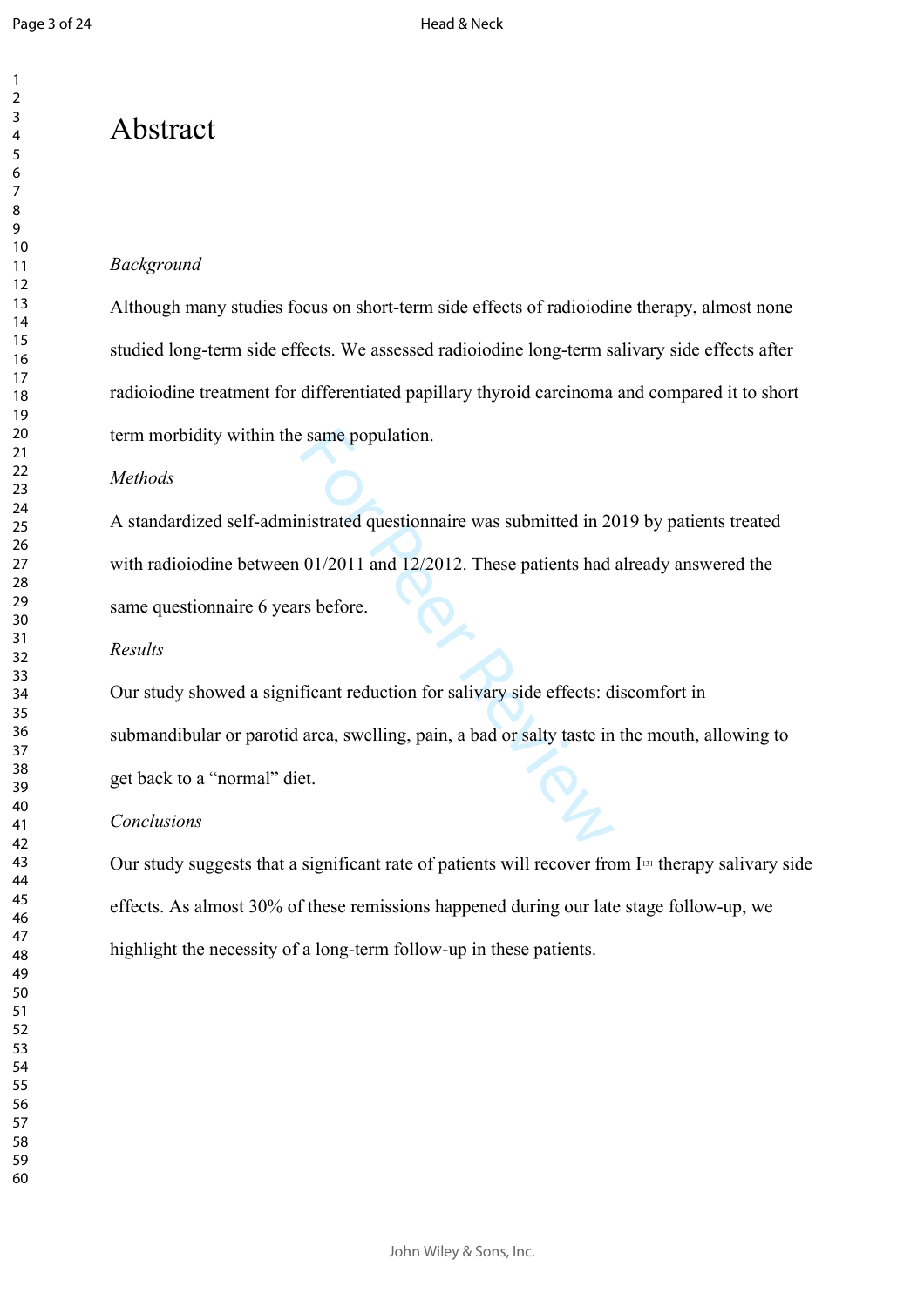# Abstract

*Background*

Although many studies focus on short-term side effects of radioiodine therapy, almost none studied long-term side effects. We assessed radioiodine long-term salivary side effects after radioiodine treatment for differentiated papillary thyroid carcinoma and compared it to short term morbidity within the same population.

*Methods*

A standardized self-administrated questionnaire was submitted in 2019 by patients treated with radioiodine between 01/2011 and 12/2012. These patients had already answered the same questionnaire 6 years before.

*Results*

Our study showed a significant reduction for salivary side effects: discomfort in submandibular or parotid area, swelling, pain, a bad or salty taste in the mouth, allowing to get back to a "normal" diet.

*Conclusions*

Our study suggests that a significant rate of patients will recover from $I_{131}$ therapy salivary side effects. As almost 30% of these remissions happened during our late stage follow-up, we highlight the necessity of a long-term follow-up in these patients.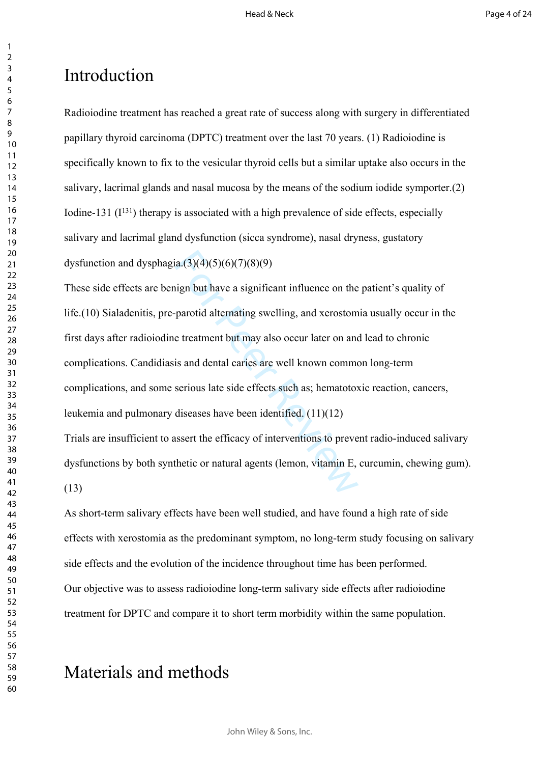# Introduction

Radioiodine treatment has reached a great rate of success along with surgery in differentiated papillary thyroid carcinoma (DPTC) treatment over the last 70 years. (1) Radioiodine is specifically known to fix to the vesicular thyroid cells but a similar uptake also occurs in the salivary, lacrimal glands and nasal mucosa by the means of the sodium iodide symporter.(2) Iodine-131 ($I^{131}$) therapy is associated with a high prevalence of side effects, especially salivary and lacrimal gland dysfunction (sicca syndrome), nasal dryness, gustatory dysfunction and dysphagia.(3)(4)(5)(6)(7)(8)(9)

These side effects are benign but have a significant influence on the patient's quality of life.(10) Sialadenitis, pre-parotid alternating swelling, and xerostomia usually occur in the first days after radioiodine treatment but may also occur later on and lead to chronic complications. Candidiasis and dental caries are well known common long-term complications, and some serious late side effects such as; hematotoxic reaction, cancers, leukemia and pulmonary diseases have been identified. (11)(12)

Trials are insufficient to assert the efficacy of interventions to prevent radio-induced salivary dysfunctions by both synthetic or natural agents (lemon, vitamin E, curcumin, chewing gum). (13)

As short-term salivary effects have been well studied, and have found a high rate of side effects with xerostomia as the predominant symptom, no long-term study focusing on salivary side effects and the evolution of the incidence throughout time has been performed.

Our objective was to assess radioiodine long-term salivary side effects after radioiodine treatment for DPTC and compare it to short term morbidity within the same population.

# Materials and methods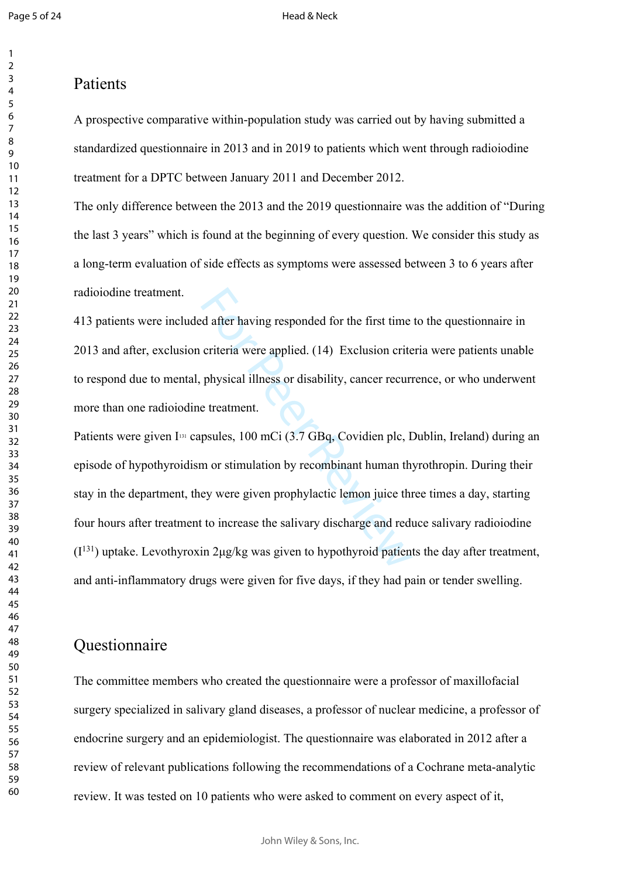## Patients

A prospective comparative within-population study was carried out by having submitted a standardized questionnaire in 2013 and in 2019 to patients which went through radioiodine treatment for a DPTC between January 2011 and December 2012.

The only difference between the 2013 and the 2019 questionnaire was the addition of "During the last 3 years" which is found at the beginning of every question. We consider this study as a long-term evaluation of side effects as symptoms were assessed between 3 to 6 years after radioiodine treatment.

413 patients were included after having responded for the first time to the questionnaire in 2013 and after, exclusion criteria were applied. (14) Exclusion criteria were patients unable to respond due to mental, physical illness or disability, cancer recurrence, or who underwent more than one radioiodine treatment.

Patients were given $I_{131}$ capsules, 100 mCi (3.7 GBq, Covidien plc, Dublin, Ireland) during an episode of hypothyroidism or stimulation by recombinant human thyrothropin. During their stay in the department, they were given prophylactic lemon juice three times a day, starting four hours after treatment to increase the salivary discharge and reduce salivary radioiodine ($I^{131}$) uptake. Levothyroxin 2µg/kg was given to hypothyroid patients the day after treatment, and anti-inflammatory drugs were given for five days, if they had pain or tender swelling.

## Questionnaire

The committee members who created the questionnaire were a professor of maxillofacial surgery specialized in salivary gland diseases, a professor of nuclear medicine, a professor of endocrine surgery and an epidemiologist. The questionnaire was elaborated in 2012 after a review of relevant publications following the recommendations of a Cochrane meta-analytic review. It was tested on 10 patients who were asked to comment on every aspect of it,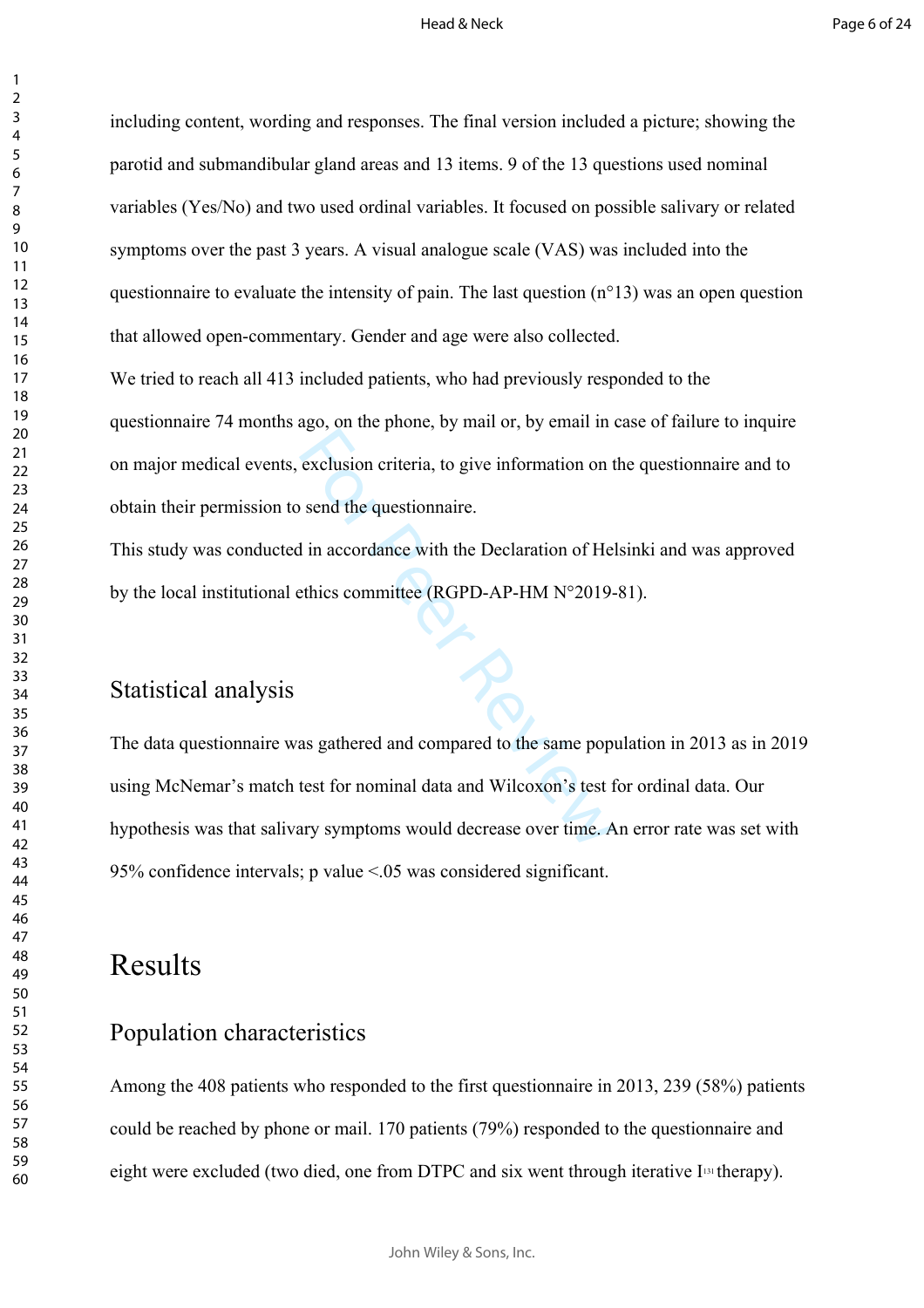including content, wording and responses. The final version included a picture; showing the parotid and submandibular gland areas and 13 items. 9 of the 13 questions used nominal variables (Yes/No) and two used ordinal variables. It focused on possible salivary or related symptoms over the past 3 years. A visual analogue scale (VAS) was included into the questionnaire to evaluate the intensity of pain. The last question (n°13) was an open question that allowed open-commentary. Gender and age were also collected.

We tried to reach all 413 included patients, who had previously responded to the questionnaire 74 months ago, on the phone, by mail or, by email in case of failure to inquire on major medical events, exclusion criteria, to give information on the questionnaire and to obtain their permission to send the questionnaire.

This study was conducted in accordance with the Declaration of Helsinki and was approved by the local institutional ethics committee (RGPD-AP-HM N°2019-81).

## Statistical analysis

The data questionnaire was gathered and compared to the same population in 2013 as in 2019 using McNemar's match test for nominal data and Wilcoxon's test for ordinal data. Our hypothesis was that salivary symptoms would decrease over time. An error rate was set with 95% confidence intervals; p value <.05 was considered significant.

# Results

## Population characteristics

Among the 408 patients who responded to the first questionnaire in 2013, 239 (58%) patients could be reached by phone or mail. 170 patients (79%) responded to the questionnaire and eight were excluded (two died, one from DTPC and six went through iterative $I^{131}$ therapy).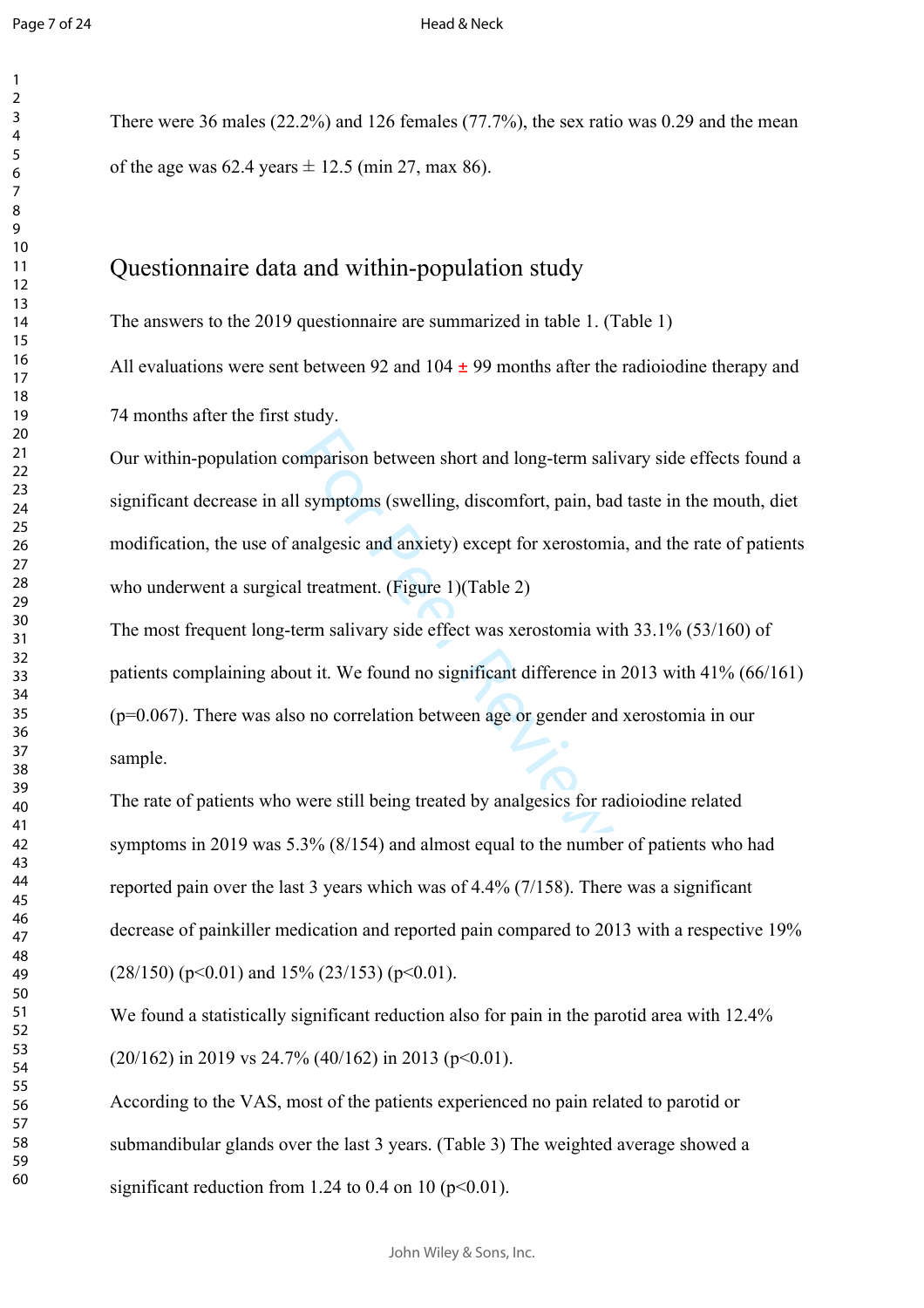There were 36 males (22.2%) and 126 females (77.7%), the sex ratio was 0.29 and the mean of the age was 62.4 years ± 12.5 (min 27, max 86).

## Questionnaire data and within-population study

The answers to the 2019 questionnaire are summarized in table 1. (Table 1)

All evaluations were sent between 92 and 104 ± 99 months after the radioiodine therapy and 74 months after the first study.

Our within-population comparison between short and long-term salivary side effects found a significant decrease in all symptoms (swelling, discomfort, pain, bad taste in the mouth, diet modification, the use of analgesic and anxiety) except for xerostomia, and the rate of patients who underwent a surgical treatment. (Figure 1)(Table 2)

The most frequent long-term salivary side effect was xerostomia with 33.1% (53/160) of patients complaining about it. We found no significant difference in 2013 with 41% (66/161) ($p=0.067$). There was also no correlation between age or gender and xerostomia in our sample.

The rate of patients who were still being treated by analgesics for radioiodine related symptoms in 2019 was 5.3% (8/154) and almost equal to the number of patients who had reported pain over the last 3 years which was of 4.4% (7/158). There was a significant decrease of painkiller medication and reported pain compared to 2013 with a respective 19% (28/150) ($p<0.01$) and 15% (23/153) ($p<0.01$).

We found a statistically significant reduction also for pain in the parotid area with 12.4% (20/162) in 2019 vs 24.7% (40/162) in 2013 ($p<0.01$).

According to the VAS, most of the patients experienced no pain related to parotid or submandibular glands over the last 3 years. (Table 3) The weighted average showed a significant reduction from 1.24 to 0.4 on 10 ($p<0.01$).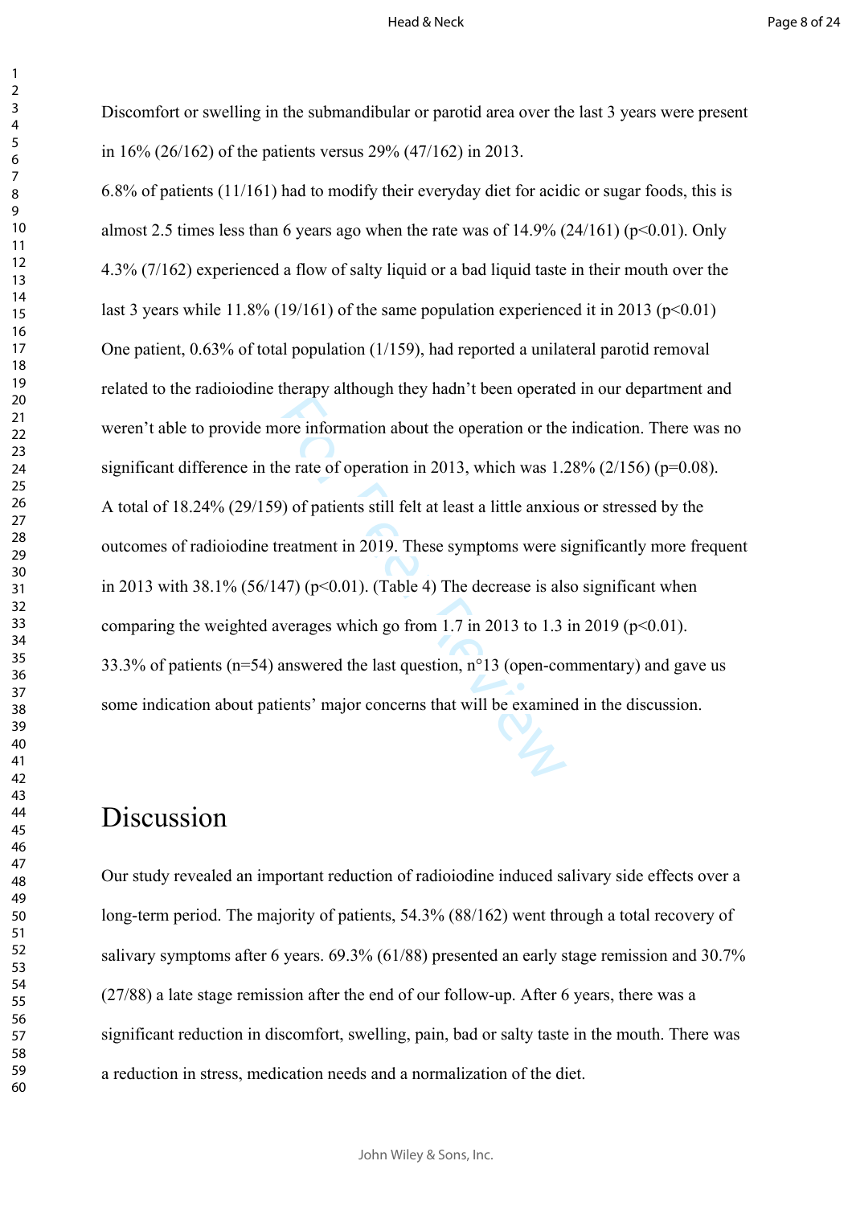Discomfort or swelling in the submandibular or parotid area over the last 3 years were present in 16% (26/162) of the patients versus 29% (47/162) in 2013.

6.8% of patients (11/161) had to modify their everyday diet for acidic or sugar foods, this is almost 2.5 times less than 6 years ago when the rate was of 14.9% (24/161) ($p<0.01$). Only 4.3% (7/162) experienced a flow of salty liquid or a bad liquid taste in their mouth over the last 3 years while 11.8% (19/161) of the same population experienced it in 2013 ($p<0.01$) One patient, 0.63% of total population (1/159), had reported a unilateral parotid removal related to the radioiodine therapy although they hadn't been operated in our department and weren't able to provide more information about the operation or the indication. There was no significant difference in the rate of operation in 2013, which was 1.28% (2/156) ($p=0.08$).

A total of 18.24% (29/159) of patients still felt at least a little anxious or stressed by the outcomes of radioiodine treatment in 2019. These symptoms were significantly more frequent in 2013 with 38.1% (56/147) ($p<0.01$). (Table 4) The decrease is also significant when comparing the weighted averages which go from 1.7 in 2013 to 1.3 in 2019 ($p<0.01$).

33.3% of patients (n=54) answered the last question, n°13 (open-commentary) and gave us some indication about patients' major concerns that will be examined in the discussion.

# Discussion

Our study revealed an important reduction of radioiodine induced salivary side effects over a long-term period. The majority of patients, 54.3% (88/162) went through a total recovery of salivary symptoms after 6 years. 69.3% (61/88) presented an early stage remission and 30.7% (27/88) a late stage remission after the end of our follow-up. After 6 years, there was a significant reduction in discomfort, swelling, pain, bad or salty taste in the mouth. There was a reduction in stress, medication needs and a normalization of the diet.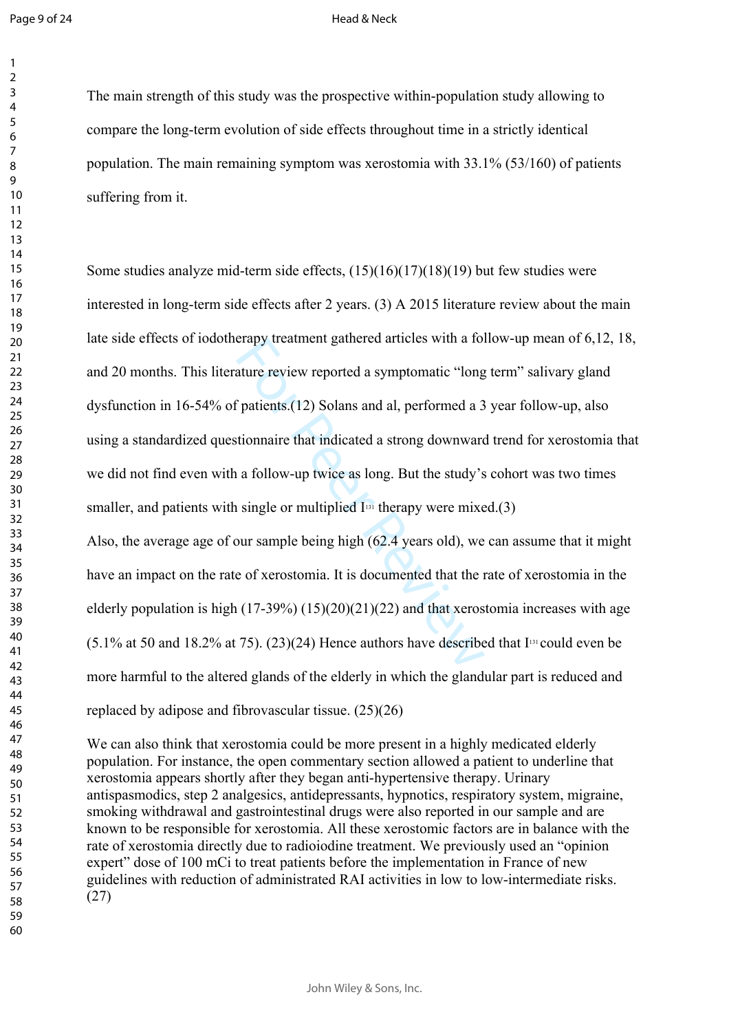The main strength of this study was the prospective within-population study allowing to compare the long-term evolution of side effects throughout time in a strictly identical population. The main remaining symptom was xerostomia with 33.1% (53/160) of patients suffering from it.

Some studies analyze mid-term side effects, (15)(16)(17)(18)(19) but few studies were interested in long-term side effects after 2 years. (3) A 2015 literature review about the main late side effects of iodotherapy treatment gathered articles with a follow-up mean of 6,12, 18, and 20 months. This literature review reported a symptomatic "long term" salivary gland dysfunction in 16-54% of patients.(12) Solans and al, performed a 3 year follow-up, also using a standardized questionnaire that indicated a strong downward trend for xerostomia that we did not find even with a follow-up twice as long. But the study's cohort was two times smaller, and patients with single or multiplied $I^{131}$ therapy were mixed.(3)

Also, the average age of our sample being high (62.4 years old), we can assume that it might have an impact on the rate of xerostomia. It is documented that the rate of xerostomia in the elderly population is high (17-39%) (15)(20)(21)(22) and that xerostomia increases with age (5.1% at 50 and 18.2% at 75). (23)(24) Hence authors have described that $I^{131}$ could even be more harmful to the altered glands of the elderly in which the glandular part is reduced and replaced by adipose and fibrovascular tissue. (25)(26)

We can also think that xerostomia could be more present in a highly medicated elderly population. For instance, the open commentary section allowed a patient to underline that xerostomia appears shortly after they began anti-hypertensive therapy. Urinary antispasmodics, step 2 analgesics, antidepressants, hypnotics, respiratory system, migraine, smoking withdrawal and gastrointestinal drugs were also reported in our sample and are known to be responsible for xerostomia. All these xerostomic factors are in balance with the rate of xerostomia directly due to radioiodine treatment. We previously used an "opinion expert" dose of 100 mCi to treat patients before the implementation in France of new guidelines with reduction of administrated RAI activities in low to low-intermediate risks. (27)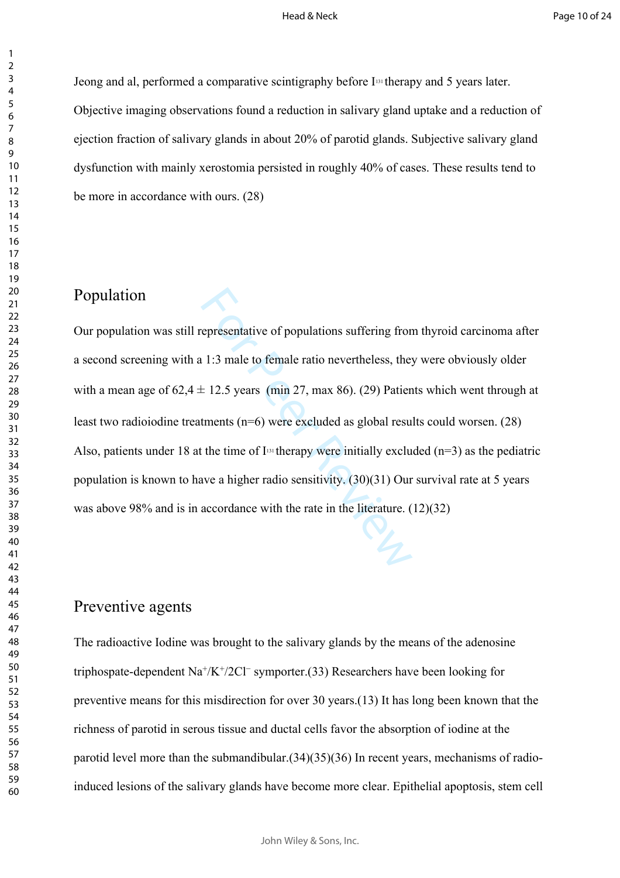Jeong and al, performed a comparative scintigraphy before $I^{131}$ therapy and 5 years later. Objective imaging observations found a reduction in salivary gland uptake and a reduction of ejection fraction of salivary glands in about 20% of parotid glands. Subjective salivary gland dysfunction with mainly xerostomia persisted in roughly 40% of cases. These results tend to be more in accordance with ours. (28)

## Population

Our population was still representative of populations suffering from thyroid carcinoma after a second screening with a 1:3 male to female ratio nevertheless, they were obviously older with a mean age of 62,4 ± 12.5 years (min 27, max 86). (29) Patients which went through at least two radioiodine treatments (n=6) were excluded as global results could worsen. (28) Also, patients under 18 at the time of $I^{131}$ therapy were initially excluded (n=3) as the pediatric population is known to have a higher radio sensitivity. (30)(31) Our survival rate at 5 years was above 98% and is in accordance with the rate in the literature. (12)(32)

## Preventive agents

The radioactive Iodine was brought to the salivary glands by the means of the adenosine triphospate-dependent $Na^{+}/K^{+}/2Cl^{-}$ symporter.(33) Researchers have been looking for preventive means for this misdirection for over 30 years.(13) It has long been known that the richness of parotid in serous tissue and ductal cells favor the absorption of iodine at the parotid level more than the submandibular.(34)(35)(36) In recent years, mechanisms of radio-induced lesions of the salivary glands have become more clear. Epithelial apoptosis, stem cell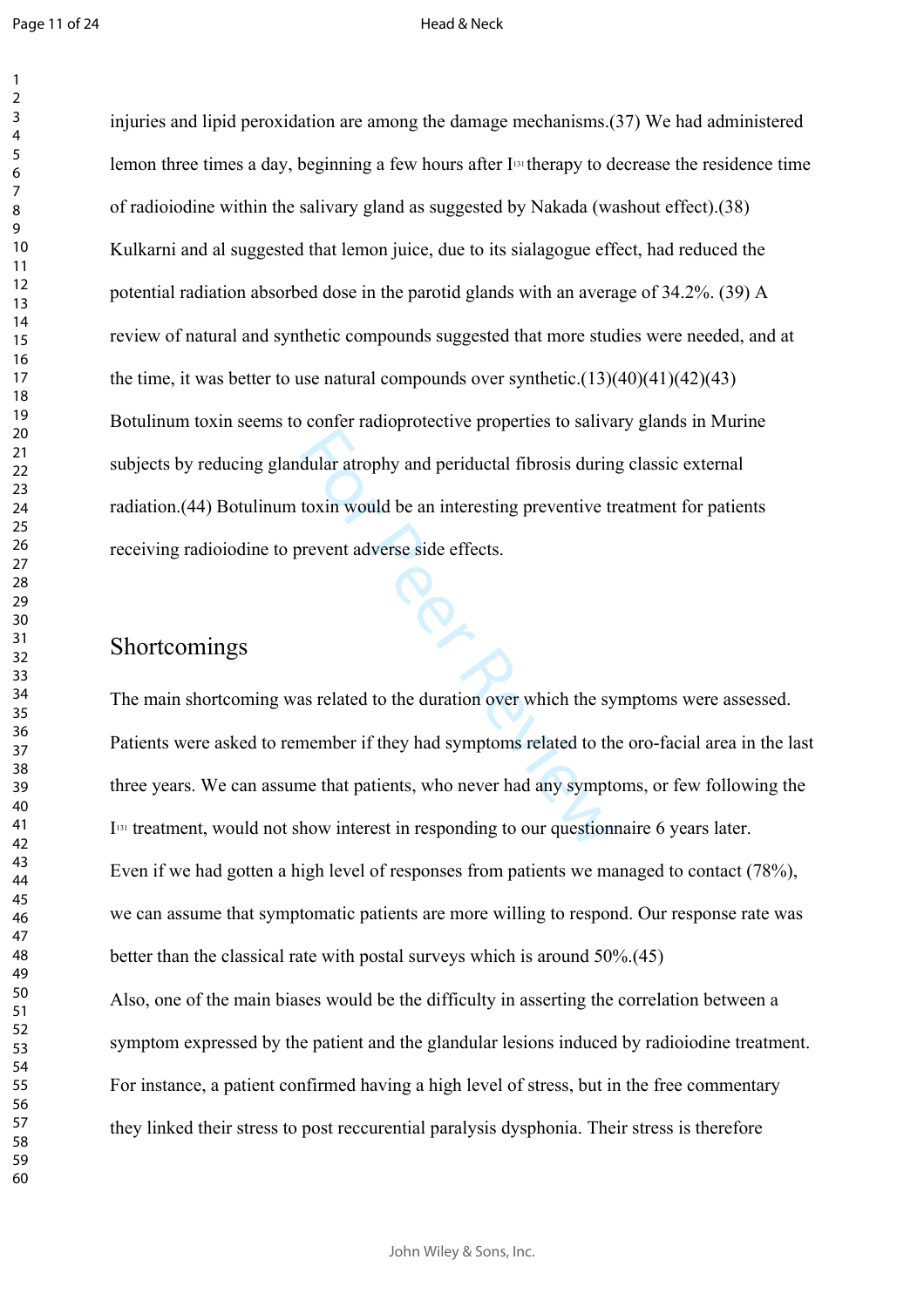injuries and lipid peroxidation are among the damage mechanisms.(37) We had administered lemon three times a day, beginning a few hours after $I^{131}$ therapy to decrease the residence time of radioiodine within the salivary gland as suggested by Nakada (washout effect).(38) Kulkarni and al suggested that lemon juice, due to its sialagogue effect, had reduced the potential radiation absorbed dose in the parotid glands with an average of 34.2%. (39) A review of natural and synthetic compounds suggested that more studies were needed, and at the time, it was better to use natural compounds over synthetic.(13)(40)(41)(42)(43) Botulinum toxin seems to confer radioprotective properties to salivary glands in Murine subjects by reducing glandular atrophy and periductal fibrosis during classic external radiation.(44) Botulinum toxin would be an interesting preventive treatment for patients receiving radioiodine to prevent adverse side effects.

## Shortcomings

The main shortcoming was related to the duration over which the symptoms were assessed. Patients were asked to remember if they had symptoms related to the oro-facial area in the last three years. We can assume that patients, who never had any symptoms, or few following the $I^{131}$ treatment, would not show interest in responding to our questionnaire 6 years later.

Even if we had gotten a high level of responses from patients we managed to contact (78%), we can assume that symptomatic patients are more willing to respond. Our response rate was better than the classical rate with postal surveys which is around 50%.(45)

Also, one of the main biases would be the difficulty in asserting the correlation between a symptom expressed by the patient and the glandular lesions induced by radioiodine treatment. For instance, a patient confirmed having a high level of stress, but in the free commentary they linked their stress to post reccurential paralysis dysphonia. Their stress is therefore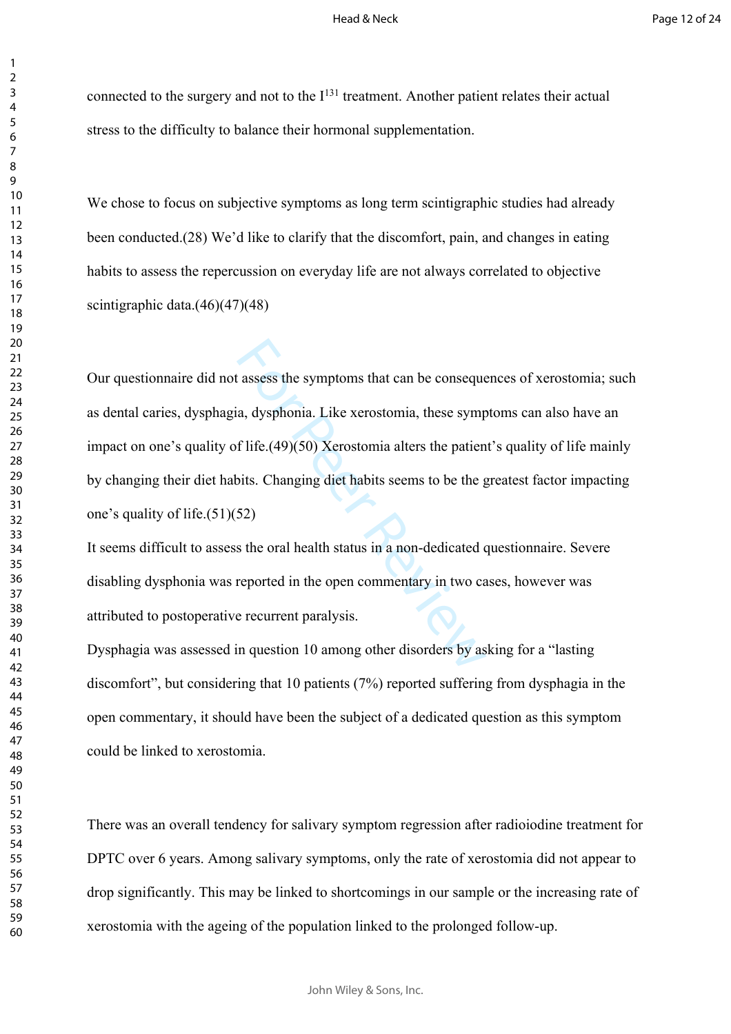connected to the surgery and not to the $I^{131}$ treatment. Another patient relates their actual stress to the difficulty to balance their hormonal supplementation.

We chose to focus on subjective symptoms as long term scintigraphic studies had already been conducted.(28) We'd like to clarify that the discomfort, pain, and changes in eating habits to assess the repercussion on everyday life are not always correlated to objective scintigraphic data.(46)(47)(48)

Our questionnaire did not assess the symptoms that can be consequences of xerostomia; such as dental caries, dysphagia, dysphonia. Like xerostomia, these symptoms can also have an impact on one's quality of life.(49)(50) Xerostomia alters the patient's quality of life mainly by changing their diet habits. Changing diet habits seems to be the greatest factor impacting one's quality of life.(51)(52)

It seems difficult to assess the oral health status in a non-dedicated questionnaire. Severe disabling dysphonia was reported in the open commentary in two cases, however was attributed to postoperative recurrent paralysis.

Dysphagia was assessed in question 10 among other disorders by asking for a "lasting discomfort", but considering that 10 patients (7%) reported suffering from dysphagia in the open commentary, it should have been the subject of a dedicated question as this symptom could be linked to xerostomia.

There was an overall tendency for salivary symptom regression after radioiodine treatment for DPTC over 6 years. Among salivary symptoms, only the rate of xerostomia did not appear to drop significantly. This may be linked to shortcomings in our sample or the increasing rate of xerostomia with the ageing of the population linked to the prolonged follow-up.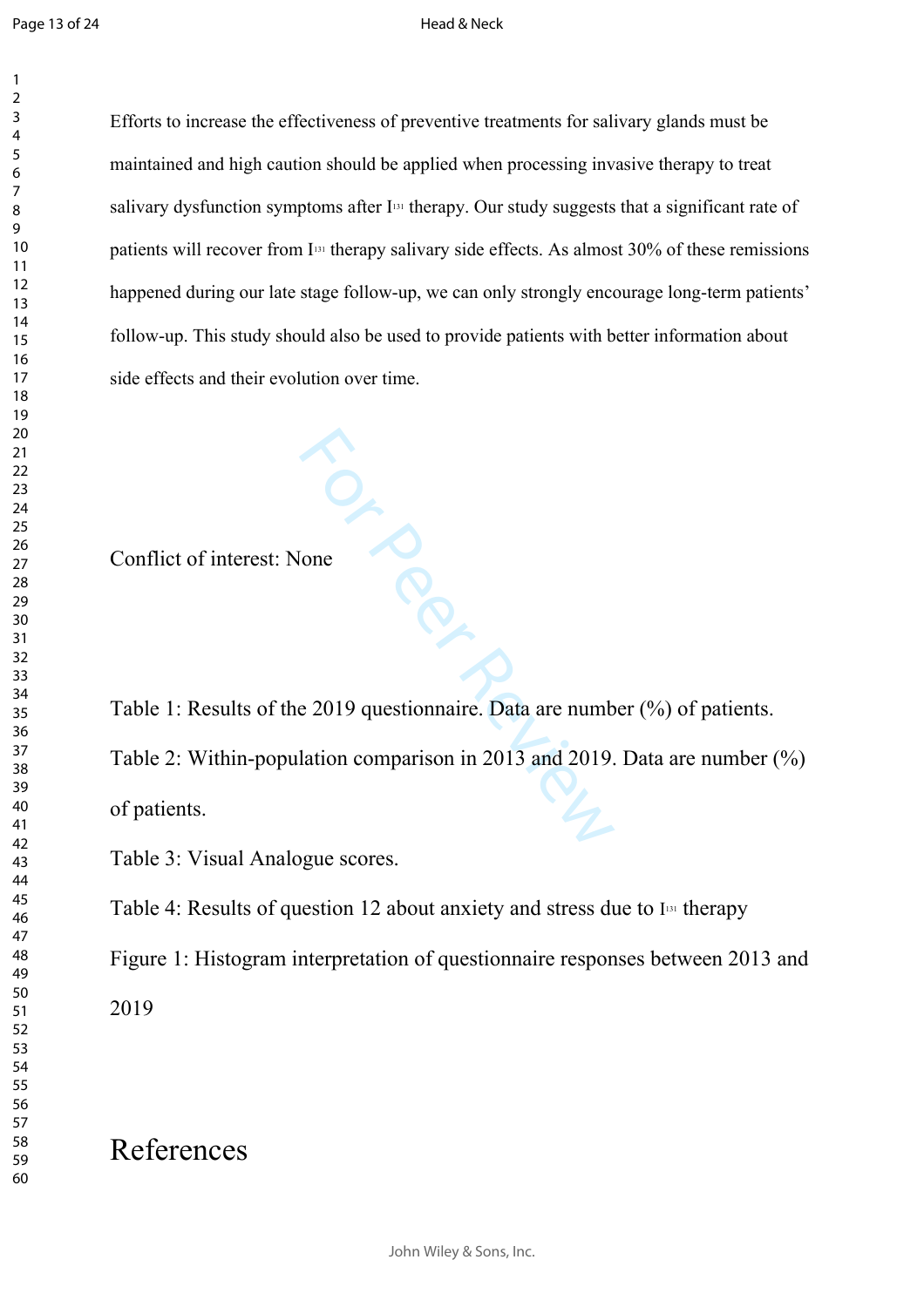Efforts to increase the effectiveness of preventive treatments for salivary glands must be maintained and high caution should be applied when processing invasive therapy to treat salivary dysfunction symptoms after $I^{131}$ therapy. Our study suggests that a significant rate of patients will recover from $I^{131}$ therapy salivary side effects. As almost 30% of these remissions happened during our late stage follow-up, we can only strongly encourage long-term patients' follow-up. This study should also be used to provide patients with better information about side effects and their evolution over time.

Conflict of interest: None

Table 1: Results of the 2019 questionnaire. Data are number (%) of patients.

Table 2: Within-population comparison in 2013 and 2019. Data are number (%) of patients.

Table 3: Visual Analogue scores.

Table 4: Results of question 12 about anxiety and stress due to $I^{131}$ therapy

Figure 1: Histogram interpretation of questionnaire responses between 2013 and 2019

# References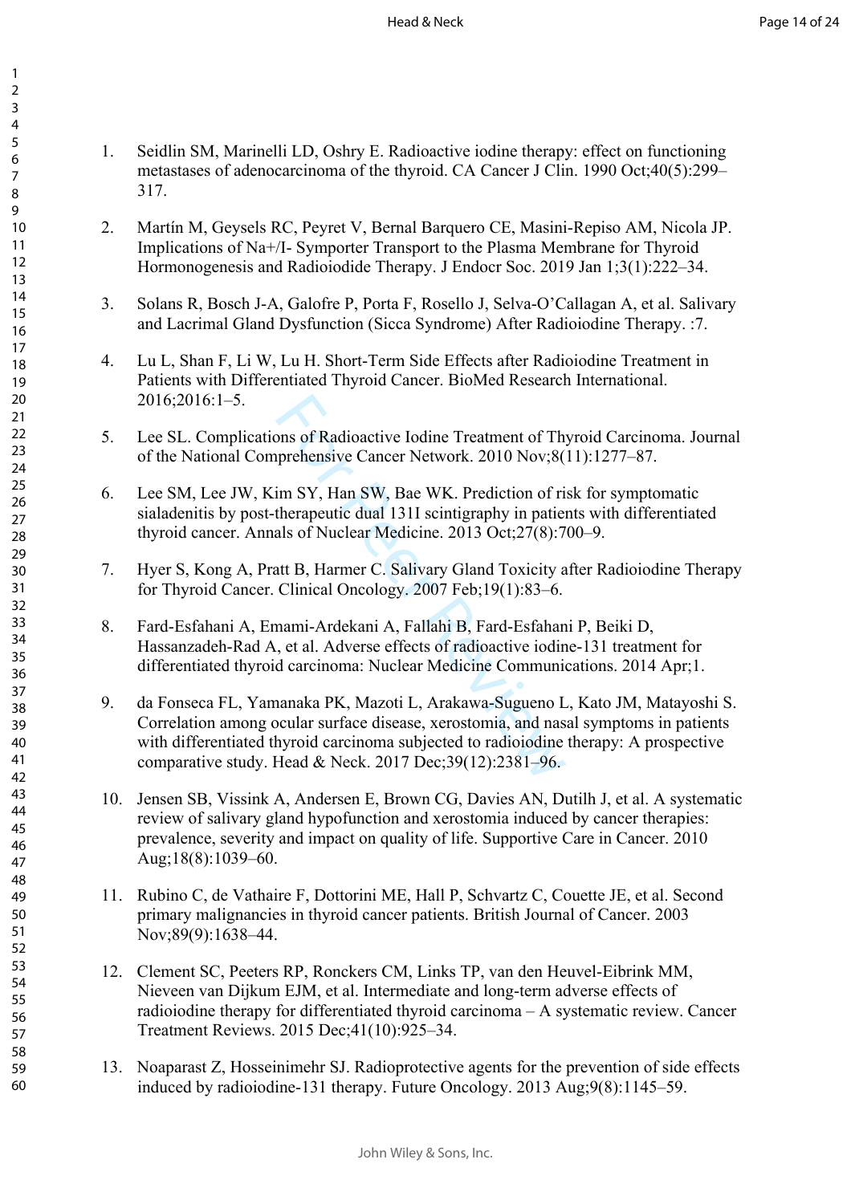1. Seidlin SM, Marinelli LD, Oshry E. Radioactive iodine therapy: effect on functioning metastases of adenocarcinoma of the thyroid. CA Cancer J Clin. 1990 Oct;40(5):299–317.

2. Martín M, Geysels RC, Peyret V, Bernal Barquero CE, Masini-Repiso AM, Nicola JP. Implications of Na+/I- Symporter Transport to the Plasma Membrane for Thyroid Hormonogenesis and Radioiodide Therapy. J Endocr Soc. 2019 Jan 1;3(1):222–34.

3. Solans R, Bosch J-A, Galofre P, Porta F, Rosello J, Selva-O'Callagan A, et al. Salivary and Lacrimal Gland Dysfunction (Sicca Syndrome) After Radioiodine Therapy. :7.

4. Lu L, Shan F, Li W, Lu H. Short-Term Side Effects after Radioiodine Treatment in Patients with Differentiated Thyroid Cancer. BioMed Research International. 2016;2016:1–5.

5. Lee SL. Complications of Radioactive Iodine Treatment of Thyroid Carcinoma. Journal of the National Comprehensive Cancer Network. 2010 Nov;8(11):1277–87.

6. Lee SM, Lee JW, Kim SY, Han SW, Bae WK. Prediction of risk for symptomatic sialadenitis by post-therapeutic dual 131I scintigraphy in patients with differentiated thyroid cancer. Annals of Nuclear Medicine. 2013 Oct;27(8):700–9.

7. Hyer S, Kong A, Pratt B, Harmer C. Salivary Gland Toxicity after Radioiodine Therapy for Thyroid Cancer. Clinical Oncology. 2007 Feb;19(1):83–6.

8. Fard-Esfahani A, Emami-Ardekani A, Fallahi B, Fard-Esfahani P, Beiki D, Hassanzadeh-Rad A, et al. Adverse effects of radioactive iodine-131 treatment for differentiated thyroid carcinoma: Nuclear Medicine Communications. 2014 Apr;1.

9. da Fonseca FL, Yamanaka PK, Mazoti L, Arakawa-Sugueno L, Kato JM, Matayoshi S. Correlation among ocular surface disease, xerostomia, and nasal symptoms in patients with differentiated thyroid carcinoma subjected to radioiodine therapy: A prospective comparative study. Head & Neck. 2017 Dec;39(12):2381–96.

10. Jensen SB, Vissink A, Andersen E, Brown CG, Davies AN, Dutilh J, et al. A systematic review of salivary gland hypofunction and xerostomia induced by cancer therapies: prevalence, severity and impact on quality of life. Supportive Care in Cancer. 2010 Aug;18(8):1039–60.

11. Rubino C, de Vathaire F, Dottorini ME, Hall P, Schvartz C, Couette JE, et al. Second primary malignancies in thyroid cancer patients. British Journal of Cancer. 2003 Nov;89(9):1638–44.

12. Clement SC, Peeters RP, Ronckers CM, Links TP, van den Heuvel-Eibrink MM, Nieveen van Dijkum EJM, et al. Intermediate and long-term adverse effects of radioiodine therapy for differentiated thyroid carcinoma – A systematic review. Cancer Treatment Reviews. 2015 Dec;41(10):925–34.

13. Noaparast Z, Hosseinimehr SJ. Radioprotective agents for the prevention of side effects induced by radioiodine-131 therapy. Future Oncology. 2013 Aug;9(8):1145–59.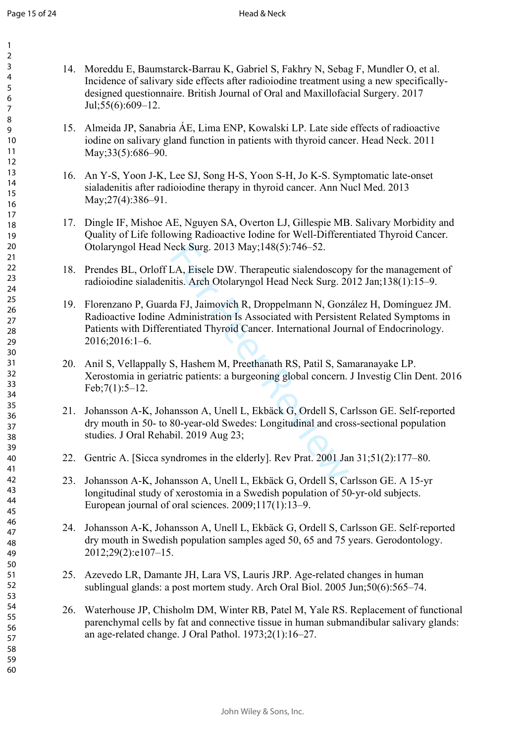14. Moreddu E, Baumstarck-Barrau K, Gabriel S, Fakhry N, Sebag F, Mundler O, et al. Incidence of salivary side effects after radioiodine treatment using a new specifically-designed questionnaire. British Journal of Oral and Maxillofacial Surgery. 2017 Jul;55(6):609–12.

15. Almeida JP, Sanabria ÁE, Lima ENP, Kowalski LP. Late side effects of radioactive iodine on salivary gland function in patients with thyroid cancer. Head Neck. 2011 May;33(5):686–90.

16. An Y-S, Yoon J-K, Lee SJ, Song H-S, Yoon S-H, Jo K-S. Symptomatic late-onset sialadenitis after radioiodine therapy in thyroid cancer. Ann Nucl Med. 2013 May;27(4):386–91.

17. Dingle IF, Mishoe AE, Nguyen SA, Overton LJ, Gillespie MB. Salivary Morbidity and Quality of Life following Radioactive Iodine for Well-Differentiated Thyroid Cancer. Otolaryngol Head Neck Surg. 2013 May;148(5):746–52.

18. Prendes BL, Orloff LA, Eisele DW. Therapeutic sialendoscopy for the management of radioiodine sialadenitis. Arch Otolaryngol Head Neck Surg. 2012 Jan;138(1):15–9.

19. Florenzano P, Guarda FJ, Jaimovich R, Droppelmann N, González H, Domínguez JM. Radioactive Iodine Administration Is Associated with Persistent Related Symptoms in Patients with Differentiated Thyroid Cancer. International Journal of Endocrinology. 2016;2016:1–6.

20. Anil S, Vellappally S, Hashem M, Preethanath RS, Patil S, Samaranayake LP. Xerostomia in geriatric patients: a burgeoning global concern. J Investig Clin Dent. 2016 Feb;7(1):5–12.

21. Johansson A-K, Johansson A, Unell L, Ekbäck G, Ordell S, Carlsson GE. Self-reported dry mouth in 50- to 80-year-old Swedes: Longitudinal and cross-sectional population studies. J Oral Rehabil. 2019 Aug 23;

22. Gentric A. [Sicca syndromes in the elderly]. Rev Prat. 2001 Jan 31;51(2):177–80.

23. Johansson A-K, Johansson A, Unell L, Ekbäck G, Ordell S, Carlsson GE. A 15-yr longitudinal study of xerostomia in a Swedish population of 50-yr-old subjects. European journal of oral sciences. 2009;117(1):13–9.

24. Johansson A-K, Johansson A, Unell L, Ekbäck G, Ordell S, Carlsson GE. Self-reported dry mouth in Swedish population samples aged 50, 65 and 75 years. Gerodontology. 2012;29(2):e107–15.

25. Azevedo LR, Damante JH, Lara VS, Lauris JRP. Age-related changes in human sublingual glands: a post mortem study. Arch Oral Biol. 2005 Jun;50(6):565–74.

26. Waterhouse JP, Chisholm DM, Winter RB, Patel M, Yale RS. Replacement of functional parenchymal cells by fat and connective tissue in human submandibular salivary glands: an age-related change. J Oral Pathol. 1973;2(1):16–27.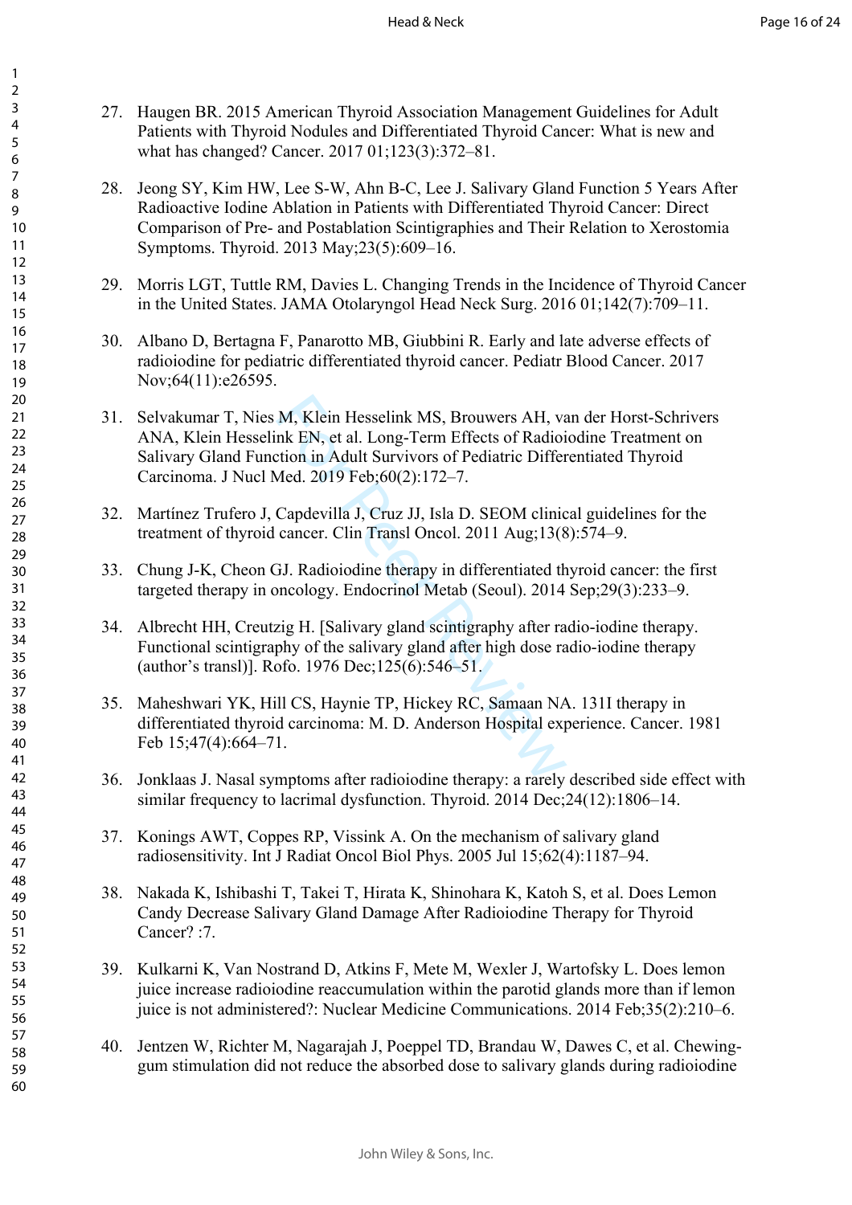27. Haugen BR. 2015 American Thyroid Association Management Guidelines for Adult Patients with Thyroid Nodules and Differentiated Thyroid Cancer: What is new and what has changed? Cancer. 2017 01;123(3):372–81.

28. Jeong SY, Kim HW, Lee S-W, Ahn B-C, Lee J. Salivary Gland Function 5 Years After Radioactive Iodine Ablation in Patients with Differentiated Thyroid Cancer: Direct Comparison of Pre- and Postablation Scintigraphies and Their Relation to Xerostomia Symptoms. Thyroid. 2013 May;23(5):609–16.

29. Morris LGT, Tuttle RM, Davies L. Changing Trends in the Incidence of Thyroid Cancer in the United States. JAMA Otolaryngol Head Neck Surg. 2016 01;142(7):709–11.

30. Albano D, Bertagna F, Panarotto MB, Giubbini R. Early and late adverse effects of radioiodine for pediatric differentiated thyroid cancer. Pediatr Blood Cancer. 2017 Nov;64(11):e26595.

31. Selvakumar T, Nies M, Klein Hesselink MS, Brouwers AH, van der Horst-Schrivers ANA, Klein Hesselink EN, et al. Long-Term Effects of Radioiodine Treatment on Salivary Gland Function in Adult Survivors of Pediatric Differentiated Thyroid Carcinoma. J Nucl Med. 2019 Feb;60(2):172–7.

32. Martínez Trufero J, Capdevilla J, Cruz JJ, Isla D. SEOM clinical guidelines for the treatment of thyroid cancer. Clin Transl Oncol. 2011 Aug;13(8):574–9.

33. Chung J-K, Cheon GJ. Radioiodine therapy in differentiated thyroid cancer: the first targeted therapy in oncology. Endocrinol Metab (Seoul). 2014 Sep;29(3):233–9.

34. Albrecht HH, Creutzig H. [Salivary gland scintigraphy after radio-iodine therapy. Functional scintigraphy of the salivary gland after high dose radio-iodine therapy (author's transl)]. Rofo. 1976 Dec;125(6):546–51.

35. Maheshwari YK, Hill CS, Haynie TP, Hickey RC, Samaan NA. 131I therapy in differentiated thyroid carcinoma: M. D. Anderson Hospital experience. Cancer. 1981 Feb 15;47(4):664–71.

36. Jonklaas J. Nasal symptoms after radioiodine therapy: a rarely described side effect with similar frequency to lacrimal dysfunction. Thyroid. 2014 Dec;24(12):1806–14.

37. Konings AWT, Coppes RP, Vissink A. On the mechanism of salivary gland radiosensitivity. Int J Radiat Oncol Biol Phys. 2005 Jul 15;62(4):1187–94.

38. Nakada K, Ishibashi T, Takei T, Hirata K, Shinohara K, Katoh S, et al. Does Lemon Candy Decrease Salivary Gland Damage After Radioiodine Therapy for Thyroid Cancer? :7.

39. Kulkarni K, Van Nostrand D, Atkins F, Mete M, Wexler J, Wartofsky L. Does lemon juice increase radioiodine reaccumulation within the parotid glands more than if lemon juice is not administered?: Nuclear Medicine Communications. 2014 Feb;35(2):210–6.

40. Jentzen W, Richter M, Nagarajah J, Poeppel TD, Brandau W, Dawes C, et al. Chewing-gum stimulation did not reduce the absorbed dose to salivary glands during radioiodine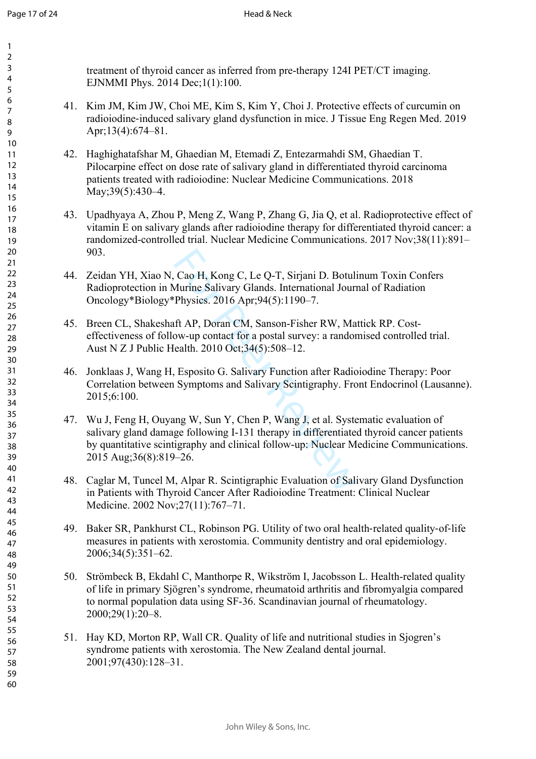treatment of thyroid cancer as inferred from pre-therapy 124I PET/CT imaging. EJNMMI Phys. 2014 Dec;1(1):100.

41. Kim JM, Kim JW, Choi ME, Kim S, Kim Y, Choi J. Protective effects of curcumin on radioiodine-induced salivary gland dysfunction in mice. J Tissue Eng Regen Med. 2019 Apr;13(4):674–81.

42. Haghighatafshar M, Ghaedian M, Etemadi Z, Entezarmahdi SM, Ghaedian T. Pilocarpine effect on dose rate of salivary gland in differentiated thyroid carcinoma patients treated with radioiodine: Nuclear Medicine Communications. 2018 May;39(5):430–4.

43. Upadhyaya A, Zhou P, Meng Z, Wang P, Zhang G, Jia Q, et al. Radioprotective effect of vitamin E on salivary glands after radioiodine therapy for differentiated thyroid cancer: a randomized-controlled trial. Nuclear Medicine Communications. 2017 Nov;38(11):891–903.

44. Zeidan YH, Xiao N, Cao H, Kong C, Le Q-T, Sirjani D. Botulinum Toxin Confers Radioprotection in Murine Salivary Glands. International Journal of Radiation Oncology*Biology*Physics. 2016 Apr;94(5):1190–7.

45. Breen CL, Shakeshaft AP, Doran CM, Sanson-Fisher RW, Mattick RP. Cost-effectiveness of follow-up contact for a postal survey: a randomised controlled trial. Aust N Z J Public Health. 2010 Oct;34(5):508–12.

46. Jonklaas J, Wang H, Esposito G. Salivary Function after Radioiodine Therapy: Poor Correlation between Symptoms and Salivary Scintigraphy. Front Endocrinol (Lausanne). 2015;6:100.

47. Wu J, Feng H, Ouyang W, Sun Y, Chen P, Wang J, et al. Systematic evaluation of salivary gland damage following I-131 therapy in differentiated thyroid cancer patients by quantitative scintigraphy and clinical follow-up: Nuclear Medicine Communications. 2015 Aug;36(8):819–26.

48. Caglar M, Tuncel M, Alpar R. Scintigraphic Evaluation of Salivary Gland Dysfunction in Patients with Thyroid Cancer After Radioiodine Treatment: Clinical Nuclear Medicine. 2002 Nov;27(11):767–71.

49. Baker SR, Pankhurst CL, Robinson PG. Utility of two oral health-related quality-of-life measures in patients with xerostomia. Community dentistry and oral epidemiology. 2006;34(5):351–62.

50. Strömbeck B, Ekdahl C, Manthorpe R, Wikström I, Jacobsson L. Health-related quality of life in primary Sjögren's syndrome, rheumatoid arthritis and fibromyalgia compared to normal population data using SF-36. Scandinavian journal of rheumatology. 2000;29(1):20–8.

51. Hay KD, Morton RP, Wall CR. Quality of life and nutritional studies in Sjogren's syndrome patients with xerostomia. The New Zealand dental journal. 2001;97(430):128–31.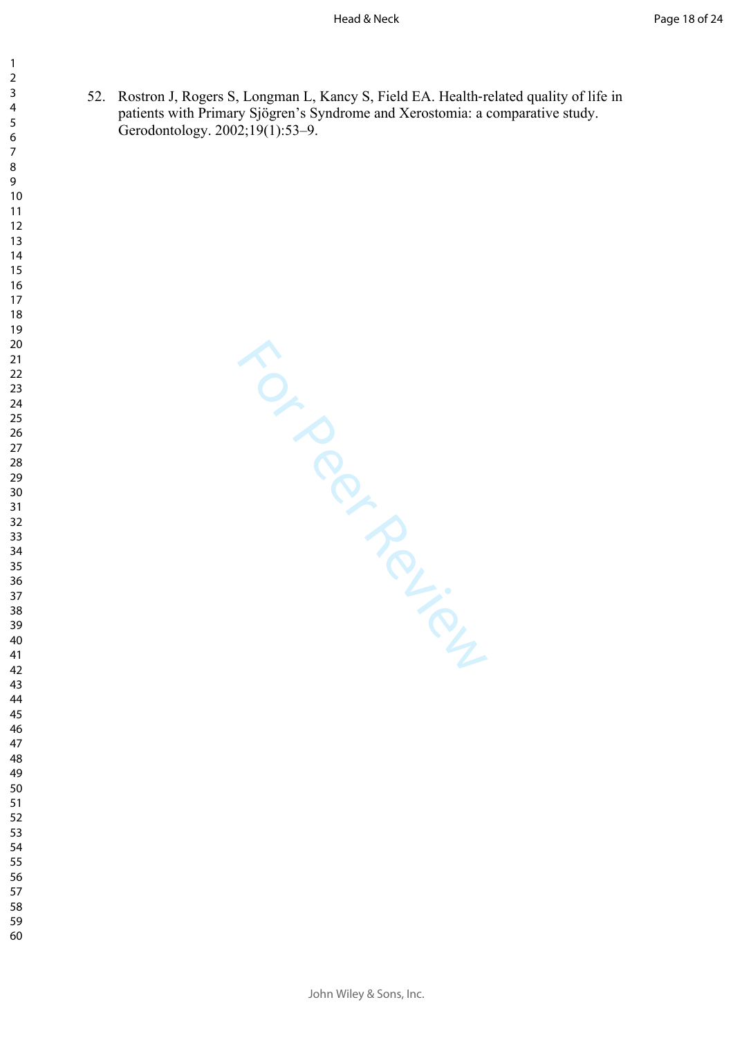52. Rostron J, Rogers S, Longman L, Kancy S, Field EA. Health-related quality of life in patients with Primary Sjögren's Syndrome and Xerostomia: a comparative study. Gerodontology. 2002;19(1):53–9.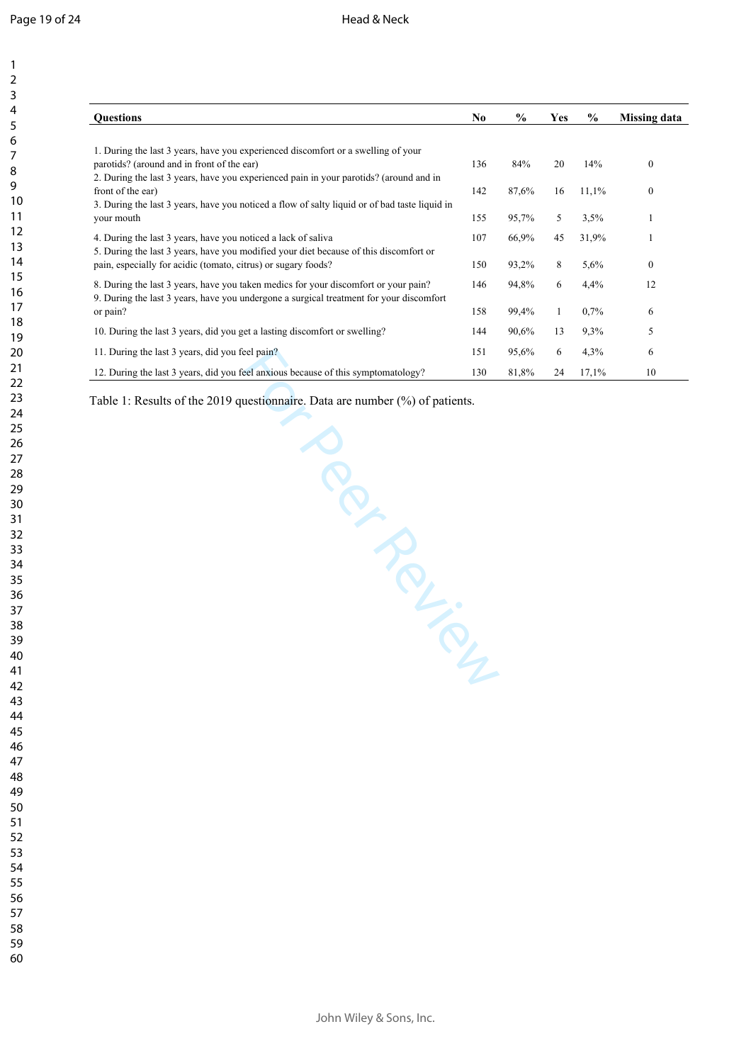| Questions | No | % | Yes | % | Missing data |
|---|---|---|---|---|---|
| 1. During the last 3 years, have you experienced discomfort or a swelling of your parotids? (around and in front of the ear) | 136 | 84% | 20 | 14% | 0 |
| 2. During the last 3 years, have you experienced pain in your parotids? (around and in front of the ear) | 142 | 87,6% | 16 | 11,1% | 0 |
| 3. During the last 3 years, have you noticed a flow of salty liquid or of bad taste liquid in your mouth | 155 | 95,7% | 5 | 3,5% | 1 |
| 4. During the last 3 years, have you noticed a lack of saliva | 107 | 66,9% | 45 | 31,9% | 1 |
| 5. During the last 3 years, have you modified your diet because of this discomfort or pain, especially for acidic (tomato, citrus) or sugary foods? | 150 | 93,2% | 8 | 5,6% | 0 |
| 8. During the last 3 years, have you taken medics for your discomfort or your pain? | 146 | 94,8% | 6 | 4,4% | 12 |
| 9. During the last 3 years, have you undergone a surgical treatment for your discomfort or pain? | 158 | 99,4% | 1 | 0,7% | 6 |
| 10. During the last 3 years, did you get a lasting discomfort or swelling? | 144 | 90,6% | 13 | 9,3% | 5 |
| 11. During the last 3 years, did you feel pain? | 151 | 95,6% | 6 | 4,3% | 6 |
| 12. During the last 3 years, did you feel anxious because of this symptomatology? | 130 | 81,8% | 24 | 17,1% | 10 |

Table 1: Results of the 2019 questionnaire. Data are number (%) of patients.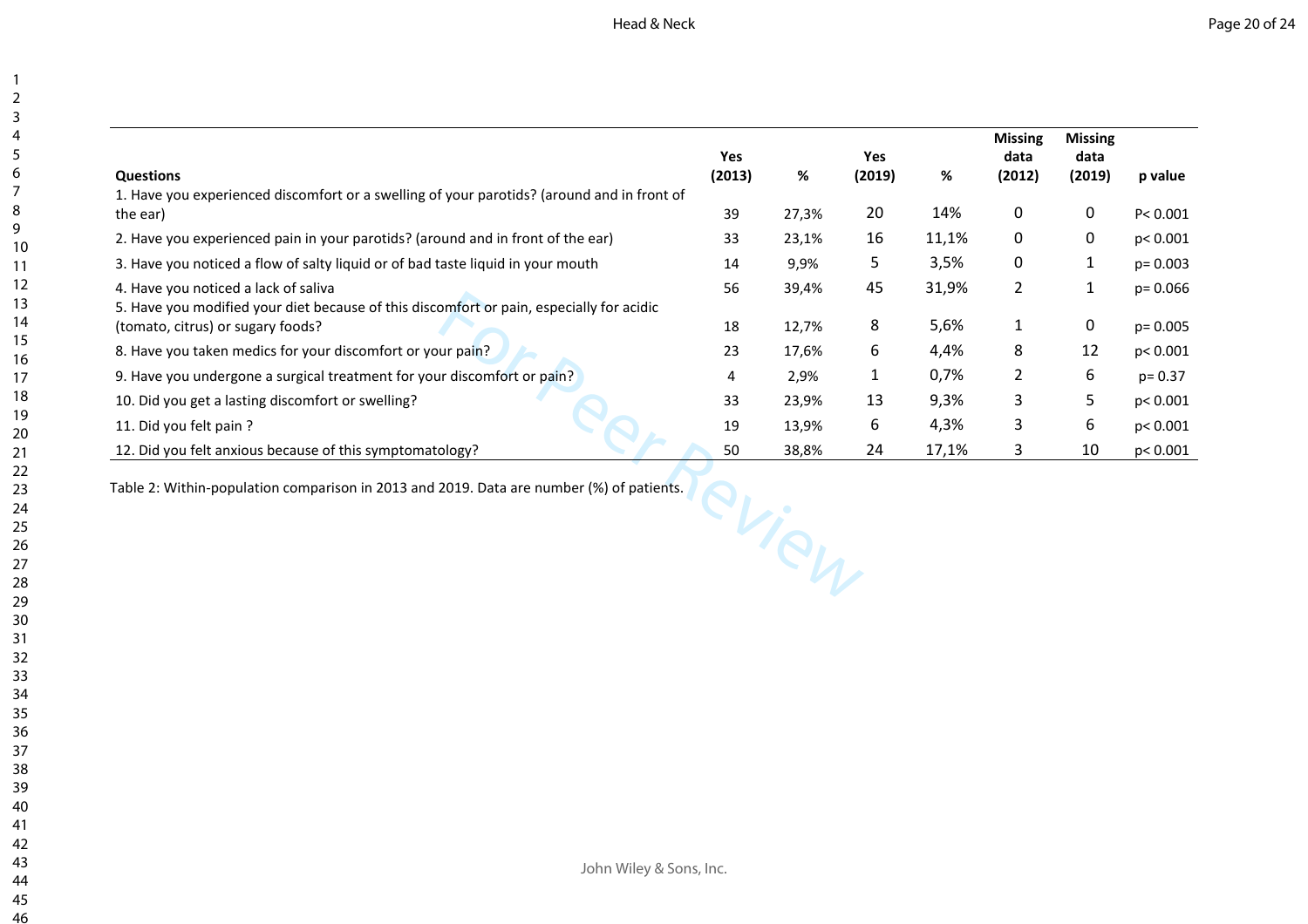| Questions | Yes (2013) | % | Yes (2019) | % | Missing data (2012) | Missing data (2019) | p value |
|---|---|---|---|---|---|---|---|
| 1. Have you experienced discomfort or a swelling of your parotids? (around and in front of the ear) | 39 | 27,3% | 20 | 14% | 0 | 0 | P< 0.001 |
| 2. Have you experienced pain in your parotids? (around and in front of the ear) | 33 | 23,1% | 16 | 11,1% | 0 | 0 | p< 0.001 |
| 3. Have you noticed a flow of salty liquid or of bad taste liquid in your mouth | 14 | 9,9% | 5 | 3,5% | 0 | 1 | p= 0.003 |
| 4. Have you noticed a lack of saliva | 56 | 39,4% | 45 | 31,9% | 2 | 1 | p= 0.066 |
| 5. Have you modified your diet because of this discomfort or pain, especially for acidic (tomato, citrus) or sugary foods? | 18 | 12,7% | 8 | 5,6% | 1 | 0 | p= 0.005 |
| 8. Have you taken medics for your discomfort or your pain? | 23 | 17,6% | 6 | 4,4% | 8 | 12 | p< 0.001 |
| 9. Have you undergone a surgical treatment for your discomfort or pain? | 4 | 2,9% | 1 | 0,7% | 2 | 6 | p= 0.37 |
| 10. Did you get a lasting discomfort or swelling? | 33 | 23,9% | 13 | 9,3% | 3 | 5 | p< 0.001 |
| 11. Did you felt pain ? | 19 | 13,9% | 6 | 4,3% | 3 | 6 | p< 0.001 |
| 12. Did you felt anxious because of this symptomatology? | 50 | 38,8% | 24 | 17,1% | 3 | 10 | p< 0.001 |

Table 2: Within-population comparison in 2013 and 2019. Data are number (%) of patients.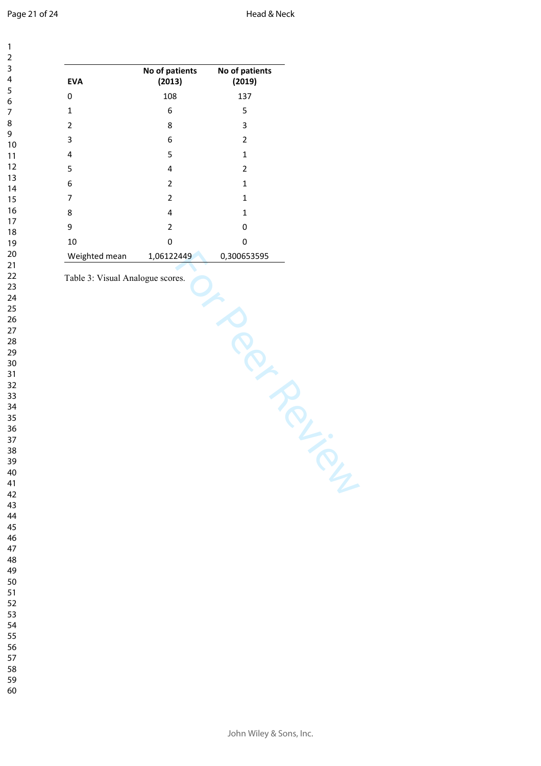| EVA | No of patients (2013) | No of patients (2019) |
|---|---|---|
| 0 | 108 | 137 |
| 1 | 6 | 5 |
| 2 | 8 | 3 |
| 3 | 6 | 2 |
| 4 | 5 | 1 |
| 5 | 4 | 2 |
| 6 | 2 | 1 |
| 7 | 2 | 1 |
| 8 | 4 | 1 |
| 9 | 2 | 0 |
| 10 | 0 | 0 |
| Weighted mean | 1,06122449 | 0,300653595 |

Table 3: Visual Analogue scores.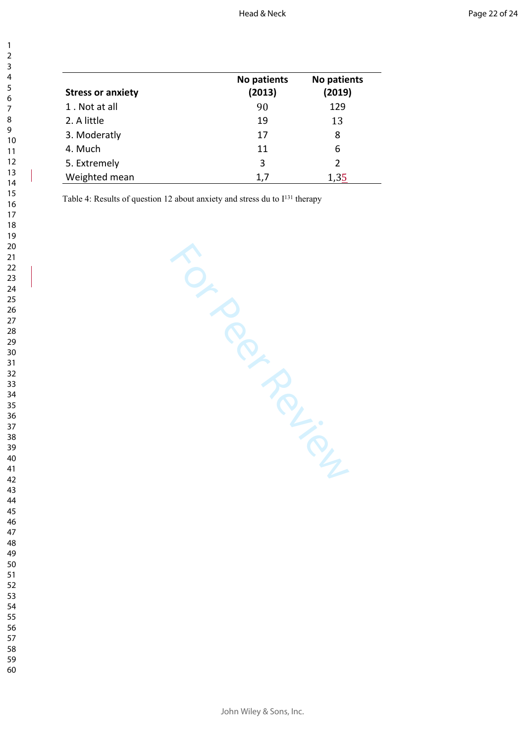| Stress or anxiety | No patients (2013) | No patients (2019) |
|---|---|---|
| 1 . Not at all | 90 | 129 |
| 2. A little | 19 | 13 |
| 3. Moderatly | 17 | 8 |
| 4. Much | 11 | 6 |
| 5. Extremely | 3 | 2 |
| Weighted mean | 1,7 | 1,35 |

Table 4: Results of question 12 about anxiety and stress du to $I^{131}$ therapy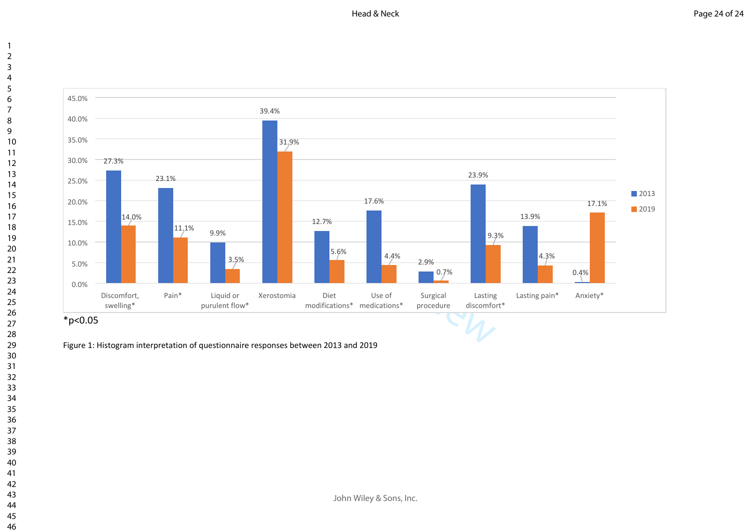45.0%
40.0%
35.0%
30.0%
25.0%
20.0%
15.0%
10.0%
5.0%
0.0%

27.3%
14.0%
23.1%
11.1%
9.9%
3.5%
39.4%
31.9%
12.7%
5.6%
17.6%
4.4%
2.9%
0.7%
23.9%
9.3%
13.9%
4.3%
0.4%
17.1%

Discomfort, swelling*
Pain*
Liquid or purulent flow*
Xerostomia
Diet modifications*
Use of medications*
Surgical procedure
Lasting discomfort*
Lasting pain*
Anxiety*

2013
2019

*p<0.05

Figure 1: Histogram interpretation of questionnaire responses between 2013 and 2019